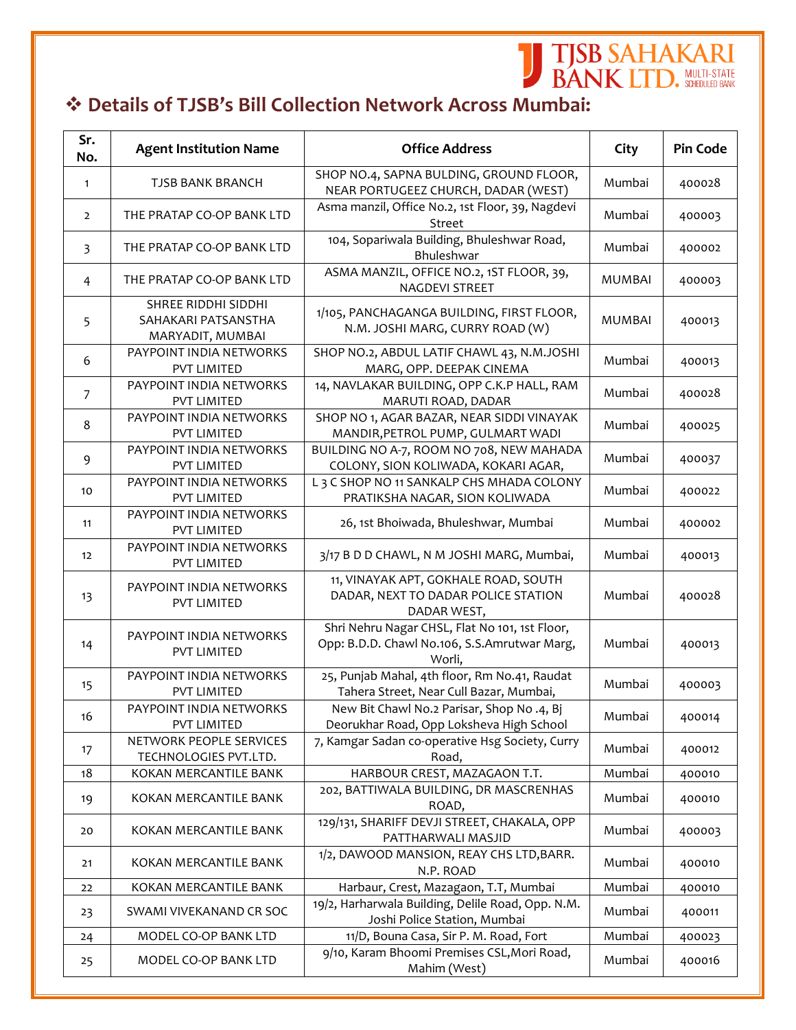## ❖ Details of TJSB's Bill Collection Network Across Mumbai:

| Sr. No. | Agent Institution Name | Office Address | City | Pin Code |
|---|---|---|---|---|
| 1 | TJSB BANK BRANCH | SHOP NO.4, SAPNA BULDING, GROUND FLOOR, NEAR PORTUGEEZ CHURCH, DADAR (WEST) | Mumbai | 400028 |
| 2 | THE PRATAP CO-OP BANK LTD | Asma manzil, Office No.2, 1st Floor, 39, Nagdevi Street | Mumbai | 400003 |
| 3 | THE PRATAP CO-OP BANK LTD | 104, Sopariwala Building, Bhuleshwar Road, Bhuleshwar | Mumbai | 400002 |
| 4 | THE PRATAP CO-OP BANK LTD | ASMA MANZIL, OFFICE NO.2, 1ST FLOOR, 39, NAGDEVI STREET | MUMBAI | 400003 |
| 5 | SHREE RIDDHI SIDDHI SAHAKARI PATSANSTHA MARYADIT, MUMBAI | 1/105, PANCHAGANGA BUILDING, FIRST FLOOR, N.M. JOSHI MARG, CURRY ROAD (W) | MUMBAI | 400013 |
| 6 | PAYPOINT INDIA NETWORKS PVT LIMITED | SHOP NO.2, ABDUL LATIF CHAWL 43, N.M.JOSHI MARG, OPP. DEEPAK CINEMA | Mumbai | 400013 |
| 7 | PAYPOINT INDIA NETWORKS PVT LIMITED | 14, NAVLAKAR BUILDING, OPP C.K.P HALL, RAM MARUTI ROAD, DADAR | Mumbai | 400028 |
| 8 | PAYPOINT INDIA NETWORKS PVT LIMITED | SHOP NO 1, AGAR BAZAR, NEAR SIDDI VINAYAK MANDIR,PETROL PUMP, GULMART WADI | Mumbai | 400025 |
| 9 | PAYPOINT INDIA NETWORKS PVT LIMITED | BUILDING NO A-7, ROOM NO 708, NEW MAHADA COLONY, SION KOLIWADA, KOKARI AGAR, | Mumbai | 400037 |
| 10 | PAYPOINT INDIA NETWORKS PVT LIMITED | L 3 C SHOP NO 11 SANKALP CHS MHADA COLONY PRATIKSHA NAGAR, SION KOLIWADA | Mumbai | 400022 |
| 11 | PAYPOINT INDIA NETWORKS PVT LIMITED | 26, 1st Bhoiwada, Bhuleshwar, Mumbai | Mumbai | 400002 |
| 12 | PAYPOINT INDIA NETWORKS PVT LIMITED | 3/17 B D D CHAWL, N M JOSHI MARG, Mumbai, | Mumbai | 400013 |
| 13 | PAYPOINT INDIA NETWORKS PVT LIMITED | 11, VINAYAK APT, GOKHALE ROAD, SOUTH DADAR, NEXT TO DADAR POLICE STATION DADAR WEST, | Mumbai | 400028 |
| 14 | PAYPOINT INDIA NETWORKS PVT LIMITED | Shri Nehru Nagar CHSL, Flat No 101, 1st Floor, Opp: B.D.D. Chawl No.106, S.S.Amrutwar Marg, Worli, | Mumbai | 400013 |
| 15 | PAYPOINT INDIA NETWORKS PVT LIMITED | 25, Punjab Mahal, 4th floor, Rm No.41, Raudat Tahera Street, Near Cull Bazar, Mumbai, | Mumbai | 400003 |
| 16 | PAYPOINT INDIA NETWORKS PVT LIMITED | New Bit Chawl No.2 Parisar, Shop No .4, Bj Deorukhar Road, Opp Loksheva High School | Mumbai | 400014 |
| 17 | NETWORK PEOPLE SERVICES TECHNOLOGIES PVT.LTD. | 7, Kamgar Sadan co-operative Hsg Society, Curry Road, | Mumbai | 400012 |
| 18 | KOKAN MERCANTILE BANK | HARBOUR CREST, MAZAGAON T.T. | Mumbai | 400010 |
| 19 | KOKAN MERCANTILE BANK | 202, BATTIWALA BUILDING, DR MASCRENHAS ROAD, | Mumbai | 400010 |
| 20 | KOKAN MERCANTILE BANK | 129/131, SHARIFF DEVJI STREET, CHAKALA, OPP PATTHARWALI MASJID | Mumbai | 400003 |
| 21 | KOKAN MERCANTILE BANK | 1/2, DAWOOD MANSION, REAY CHS LTD,BARR. N.P. ROAD | Mumbai | 400010 |
| 22 | KOKAN MERCANTILE BANK | Harbaur, Crest, Mazagaon, T.T, Mumbai | Mumbai | 400010 |
| 23 | SWAMI VIVEKANAND CR SOC | 19/2, Harharwala Building, Delile Road, Opp. N.M. Joshi Police Station, Mumbai | Mumbai | 400011 |
| 24 | MODEL CO-OP BANK LTD | 11/D, Bouna Casa, Sir P. M. Road, Fort | Mumbai | 400023 |
| 25 | MODEL CO-OP BANK LTD | 9/10, Karam Bhoomi Premises CSL,Mori Road, Mahim (West) | Mumbai | 400016 |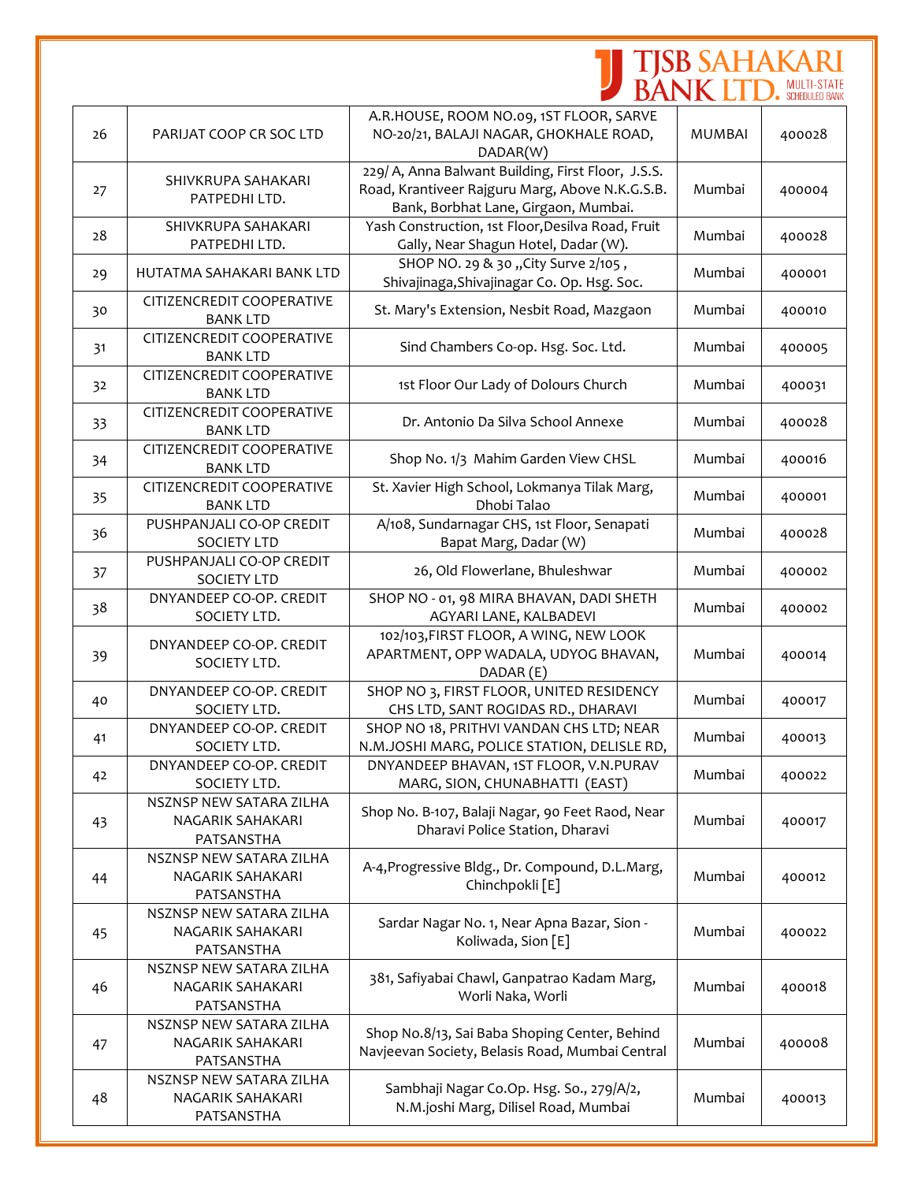| 26 | PARIJAT COOP CR SOC LTD | A.R.HOUSE, ROOM NO.09, 1ST FLOOR, SARVE NO-20/21, BALAJI NAGAR, GHOKHALE ROAD, DADAR(W) | MUMBAI | 400028 |
|---|---|---|---|---|
| 27 | SHIVKRUPA SAHAKARI PATPEDHI LTD. | 229/ A, Anna Balwant Building, First Floor, J.S.S. Road, Krantiveer Rajguru Marg, Above N.K.G.S.B. Bank, Borbhat Lane, Girgaon, Mumbai. | Mumbai | 400004 |
| 28 | SHIVKRUPA SAHAKARI PATPEDHI LTD. | Yash Construction, 1st Floor,Desilva Road, Fruit Gally, Near Shagun Hotel, Dadar (W). | Mumbai | 400028 |
| 29 | HUTATMA SAHAKARI BANK LTD | SHOP NO. 29 & 30 ,,City Surve 2/105 , Shivajinaga,Shivajinagar Co. Op. Hsg. Soc. | Mumbai | 400001 |
| 30 | CITIZENCREDIT COOPERATIVE BANK LTD | St. Mary's Extension, Nesbit Road, Mazgaon | Mumbai | 400010 |
| 31 | CITIZENCREDIT COOPERATIVE BANK LTD | Sind Chambers Co-op. Hsg. Soc. Ltd. | Mumbai | 400005 |
| 32 | CITIZENCREDIT COOPERATIVE BANK LTD | 1st Floor Our Lady of Dolours Church | Mumbai | 400031 |
| 33 | CITIZENCREDIT COOPERATIVE BANK LTD | Dr. Antonio Da Silva School Annexe | Mumbai | 400028 |
| 34 | CITIZENCREDIT COOPERATIVE BANK LTD | Shop No. 1/3 Mahim Garden View CHSL | Mumbai | 400016 |
| 35 | CITIZENCREDIT COOPERATIVE BANK LTD | St. Xavier High School, Lokmanya Tilak Marg, Dhobi Talao | Mumbai | 400001 |
| 36 | PUSHPANJALI CO-OP CREDIT SOCIETY LTD | A/108, Sundarnagar CHS, 1st Floor, Senapati Bapat Marg, Dadar (W) | Mumbai | 400028 |
| 37 | PUSHPANJALI CO-OP CREDIT SOCIETY LTD | 26, Old Flowerlane, Bhuleshwar | Mumbai | 400002 |
| 38 | DNYANDEEP CO-OP. CREDIT SOCIETY LTD. | SHOP NO - 01, 98 MIRA BHAVAN, DADI SHETH AGYARI LANE, KALBADEVI | Mumbai | 400002 |
| 39 | DNYANDEEP CO-OP. CREDIT SOCIETY LTD. | 102/103,FIRST FLOOR, A WING, NEW LOOK APARTMENT, OPP WADALA, UDYOG BHAVAN, DADAR (E) | Mumbai | 400014 |
| 40 | DNYANDEEP CO-OP. CREDIT SOCIETY LTD. | SHOP NO 3, FIRST FLOOR, UNITED RESIDENCY CHS LTD, SANT ROGIDAS RD., DHARAVI | Mumbai | 400017 |
| 41 | DNYANDEEP CO-OP. CREDIT SOCIETY LTD. | SHOP NO 18, PRITHVI VANDAN CHS LTD; NEAR N.M.JOSHI MARG, POLICE STATION, DELISLE RD, | Mumbai | 400013 |
| 42 | DNYANDEEP CO-OP. CREDIT SOCIETY LTD. | DNYANDEEP BHAVAN, 1ST FLOOR, V.N.PURAV MARG, SION, CHUNABHATTI (EAST) | Mumbai | 400022 |
| 43 | NSZNSP NEW SATARA ZILHA NAGARIK SAHAKARI PATSANSTHA | Shop No. B-107, Balaji Nagar, 90 Feet Raod, Near Dharavi Police Station, Dharavi | Mumbai | 400017 |
| 44 | NSZNSP NEW SATARA ZILHA NAGARIK SAHAKARI PATSANSTHA | A-4,Progressive Bldg., Dr. Compound, D.L.Marg, Chinchpokli [E] | Mumbai | 400012 |
| 45 | NSZNSP NEW SATARA ZILHA NAGARIK SAHAKARI PATSANSTHA | Sardar Nagar No. 1, Near Apna Bazar, Sion - Koliwada, Sion [E] | Mumbai | 400022 |
| 46 | NSZNSP NEW SATARA ZILHA NAGARIK SAHAKARI PATSANSTHA | 381, Safiyabai Chawl, Ganpatrao Kadam Marg, Worli Naka, Worli | Mumbai | 400018 |
| 47 | NSZNSP NEW SATARA ZILHA NAGARIK SAHAKARI PATSANSTHA | Shop No.8/13, Sai Baba Shoping Center, Behind Navjeevan Society, Belasis Road, Mumbai Central | Mumbai | 400008 |
| 48 | NSZNSP NEW SATARA ZILHA NAGARIK SAHAKARI PATSANSTHA | Sambhaji Nagar Co.Op. Hsg. So., 279/A/2, N.M.joshi Marg, Dilisel Road, Mumbai | Mumbai | 400013 |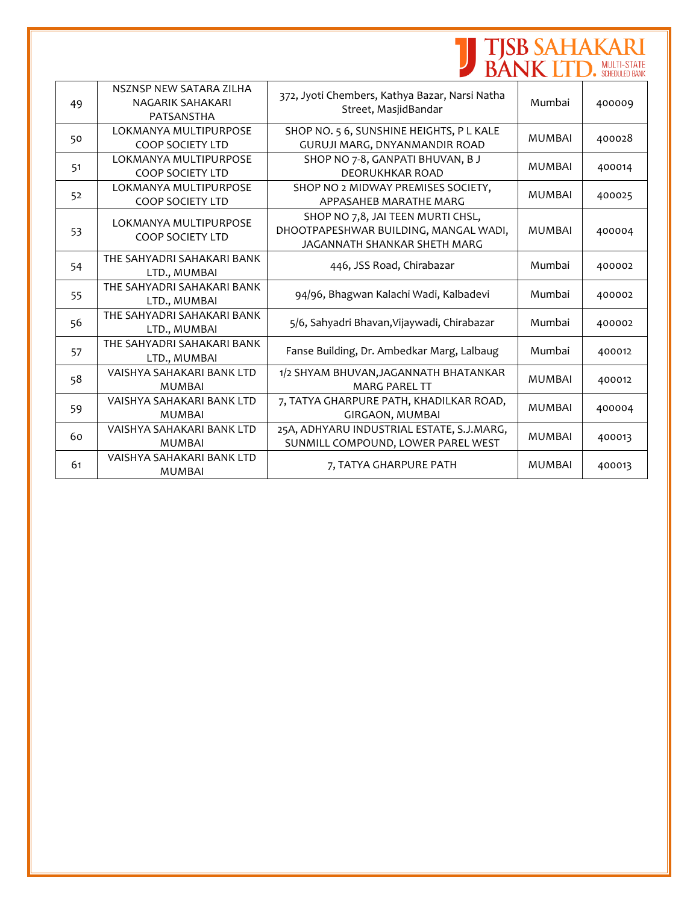| | | | | |
|---|---|---|---|---|
| 49 | NSZNSP NEW SATARA ZILHA NAGARIK SAHAKARI PATSANSTHA | 372, Jyoti Chembers, Kathya Bazar, Narsi Natha Street, MasjidBandar | Mumbai | 400009 |
| 50 | LOKMANYA MULTIPURPOSE COOP SOCIETY LTD | SHOP NO. 5 6, SUNSHINE HEIGHTS, P L KALE GURUJI MARG, DNYANMANDIR ROAD | MUMBAI | 400028 |
| 51 | LOKMANYA MULTIPURPOSE COOP SOCIETY LTD | SHOP NO 7-8, GANPATI BHUVAN, B J DEORUKHKAR ROAD | MUMBAI | 400014 |
| 52 | LOKMANYA MULTIPURPOSE COOP SOCIETY LTD | SHOP NO 2 MIDWAY PREMISES SOCIETY, APPASAHEB MARATHE MARG | MUMBAI | 400025 |
| 53 | LOKMANYA MULTIPURPOSE COOP SOCIETY LTD | SHOP NO 7,8, JAI TEEN MURTI CHSL, DHOOTPAPESHWAR BUILDING, MANGAL WADI, JAGANNATH SHANKAR SHETH MARG | MUMBAI | 400004 |
| 54 | THE SAHYADRI SAHAKARI BANK LTD., MUMBAI | 446, JSS Road, Chirabazar | Mumbai | 400002 |
| 55 | THE SAHYADRI SAHAKARI BANK LTD., MUMBAI | 94/96, Bhagwan Kalachi Wadi, Kalbadevi | Mumbai | 400002 |
| 56 | THE SAHYADRI SAHAKARI BANK LTD., MUMBAI | 5/6, Sahyadri Bhavan,Vijaywadi, Chirabazar | Mumbai | 400002 |
| 57 | THE SAHYADRI SAHAKARI BANK LTD., MUMBAI | Fanse Building, Dr. Ambedkar Marg, Lalbaug | Mumbai | 400012 |
| 58 | VAISHYA SAHAKARI BANK LTD MUMBAI | 1/2 SHYAM BHUVAN,JAGANNATH BHATANKAR MARG PAREL TT | MUMBAI | 400012 |
| 59 | VAISHYA SAHAKARI BANK LTD MUMBAI | 7, TATYA GHARPURE PATH, KHADILKAR ROAD, GIRGAON, MUMBAI | MUMBAI | 400004 |
| 60 | VAISHYA SAHAKARI BANK LTD MUMBAI | 25A, ADHYARU INDUSTRIAL ESTATE, S.J.MARG, SUNMILL COMPOUND, LOWER PAREL WEST | MUMBAI | 400013 |
| 61 | VAISHYA SAHAKARI BANK LTD MUMBAI | 7, TATYA GHARPURE PATH | MUMBAI | 400013 |